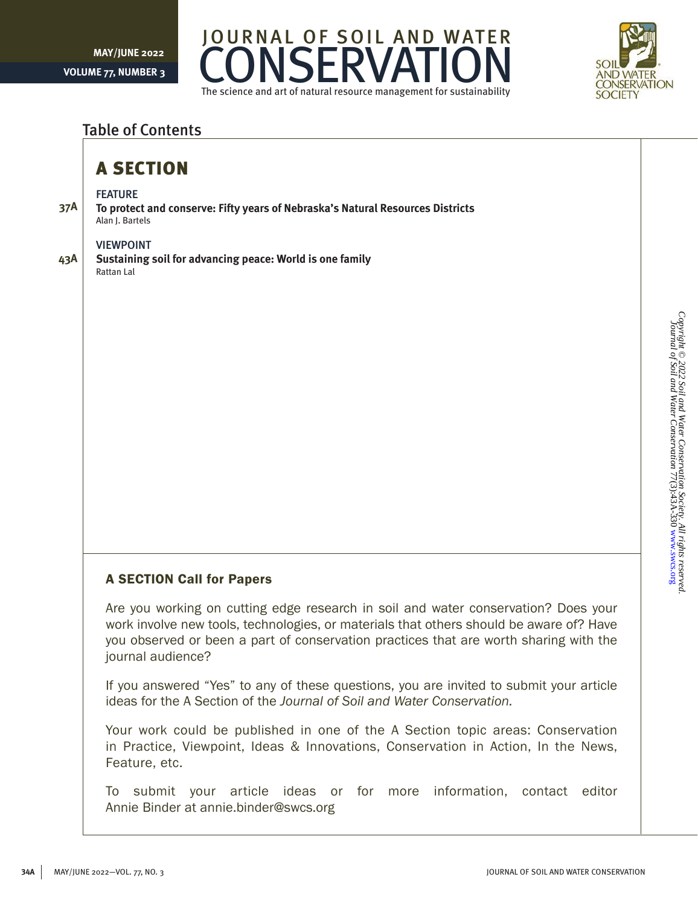# JOURNAL OF SOIL AND WATER CONSERVATION

The science and art of natural resource management for sustainability

## Table of Contents

## A SECTION

### FEATURE

37A **To protect and conserve: Fifty years of Nebraska's Natural Resources Districts**
Alan J. Bartels

### VIEWPOINT

43A **Sustaining soil for advancing peace: World is one family**
Rattan Lal

### A SECTION Call for Papers

Are you working on cutting edge research in soil and water conservation? Does your work involve new tools, technologies, or materials that others should be aware of? Have you observed or been a part of conservation practices that are worth sharing with the journal audience?

If you answered "Yes" to any of these questions, you are invited to submit your article ideas for the A Section of the *Journal of Soil and Water Conservation.*

Your work could be published in one of the A Section topic areas: Conservation in Practice, Viewpoint, Ideas & Innovations, Conservation in Action, In the News, Feature, etc.

To submit your article ideas or for more information, contact editor Annie Binder at annie.binder@swcs.org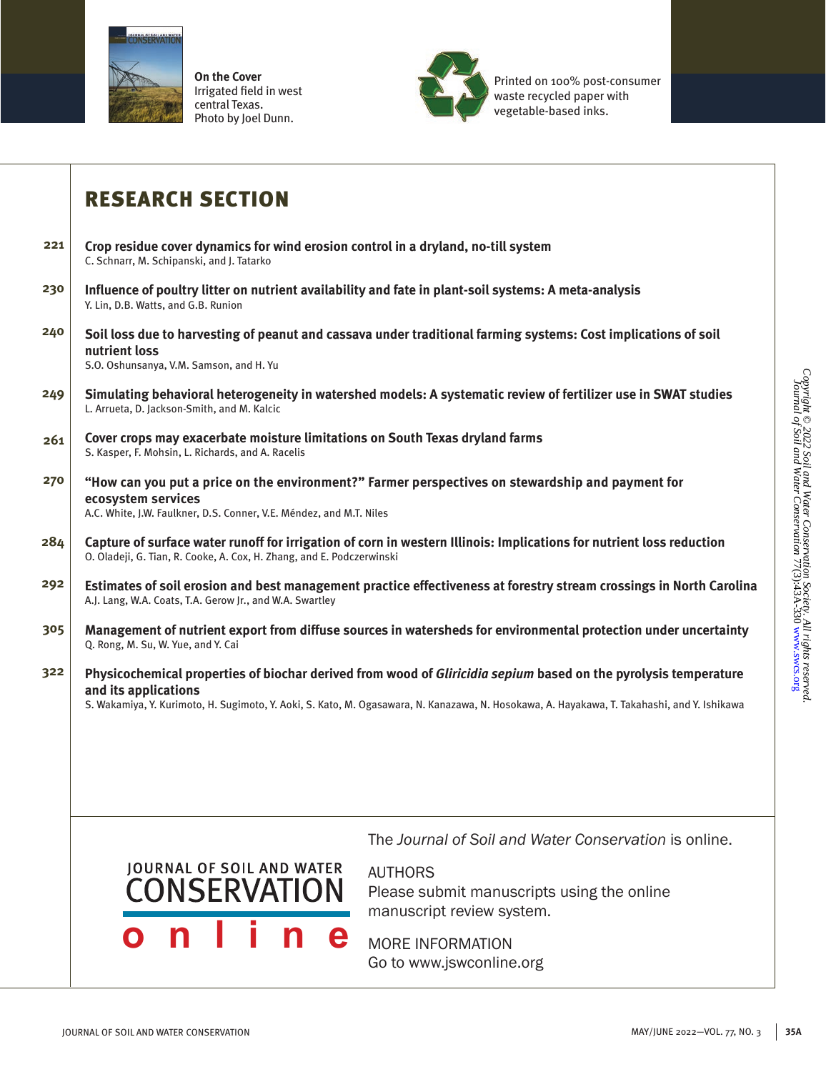**On the Cover**
Irrigated field in west central Texas.
Photo by Joel Dunn.

Printed on 100% post-consumer waste recycled paper with vegetable-based inks.

## RESEARCH SECTION

**221** **Crop residue cover dynamics for wind erosion control in a dryland, no-till system**
C. Schnarr, M. Schipanski, and J. Tatarko

**230** **Influence of poultry litter on nutrient availability and fate in plant-soil systems: A meta-analysis**
Y. Lin, D.B. Watts, and G.B. Runion

**240** **Soil loss due to harvesting of peanut and cassava under traditional farming systems: Cost implications of soil nutrient loss**
S.O. Oshunsanya, V.M. Samson, and H. Yu

**249** **Simulating behavioral heterogeneity in watershed models: A systematic review of fertilizer use in SWAT studies**
L. Arrueta, D. Jackson-Smith, and M. Kalcic

**261** **Cover crops may exacerbate moisture limitations on South Texas dryland farms**
S. Kasper, F. Mohsin, L. Richards, and A. Racelis

**270** **"How can you put a price on the environment?" Farmer perspectives on stewardship and payment for ecosystem services**
A.C. White, J.W. Faulkner, D.S. Conner, V.E. Méndez, and M.T. Niles

**284** **Capture of surface water runoff for irrigation of corn in western Illinois: Implications for nutrient loss reduction**
O. Oladeji, G. Tian, R. Cooke, A. Cox, H. Zhang, and E. Podczerwinski

**292** **Estimates of soil erosion and best management practice effectiveness at forestry stream crossings in North Carolina**
A.J. Lang, W.A. Coats, T.A. Gerow Jr., and W.A. Swartley

**305** **Management of nutrient export from diffuse sources in watersheds for environmental protection under uncertainty**
Q. Rong, M. Su, W. Yue, and Y. Cai

**322** **Physicochemical properties of biochar derived from wood of *Gliricidia sepium* based on the pyrolysis temperature and its applications**
S. Wakamiya, Y. Kurimoto, H. Sugimoto, Y. Aoki, S. Kato, M. Ogasawara, N. Kanazawa, N. Hosokawa, A. Hayakawa, T. Takahashi, and Y. Ishikawa

JOURNAL OF SOIL AND WATER CONSERVATION online

The *Journal of Soil and Water Conservation* is online.

AUTHORS
Please submit manuscripts using the online manuscript review system.

MORE INFORMATION
Go to www.jswconline.org